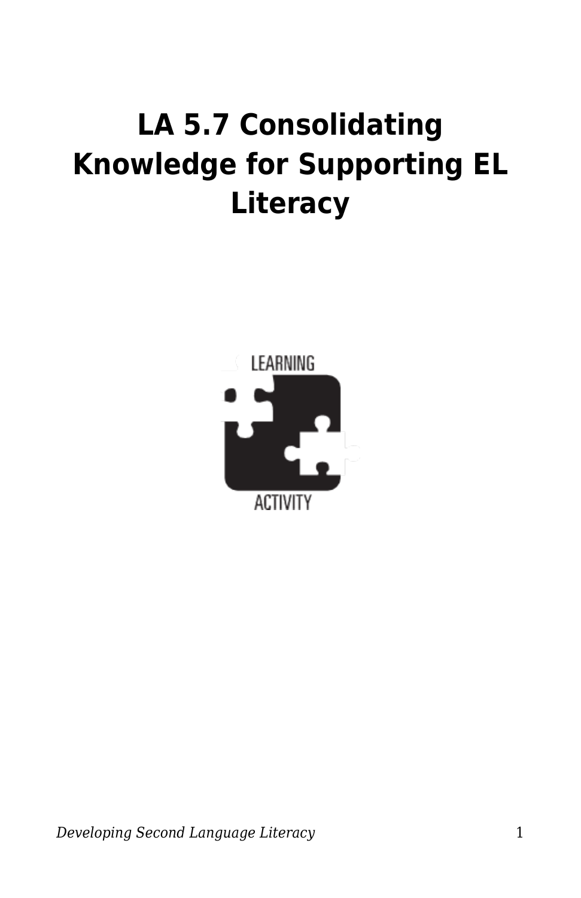# LA 5.7 Consolidating Knowledge for Supporting EL Literacy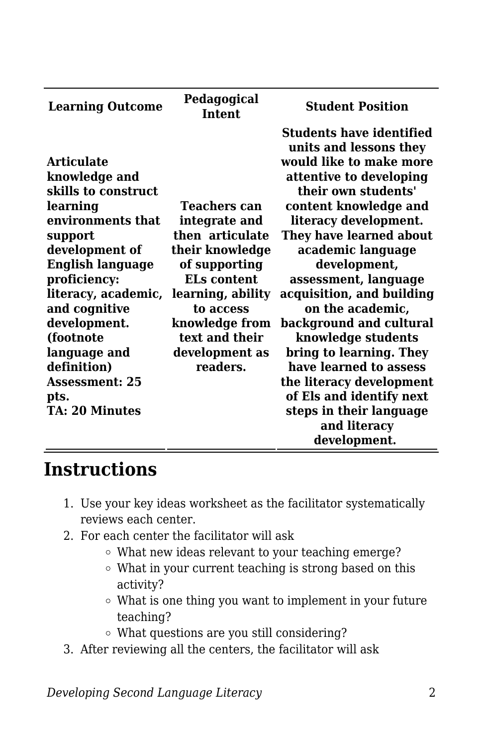| Learning Outcome | Pedagogical Intent | Student Position |
|---|---|---|
| **Articulate knowledge and skills to construct learning environments that support development of English language proficiency: literacy, academic, and cognitive development. (footnote language and definition) Assessment: 25 pts. TA: 20 Minutes** | **Teachers can integrate and then articulate their knowledge of supporting ELs content learning, ability to access knowledge from text and their development as readers.** | **Students have identified units and lessons they would like to make more attentive to developing their own students' content knowledge and literacy development. They have learned about academic language development, assessment, language acquisition, and building on the academic, background and cultural knowledge students bring to learning. They have learned to assess the literacy development of Els and identify next steps in their language and literacy development.** |

## Instructions

1. Use your key ideas worksheet as the facilitator systematically reviews each center.
2. For each center the facilitator will ask
    - What new ideas relevant to your teaching emerge?
    - What in your current teaching is strong based on this activity?
    - What is one thing you want to implement in your future teaching?
    - What questions are you still considering?
3. After reviewing all the centers, the facilitator will ask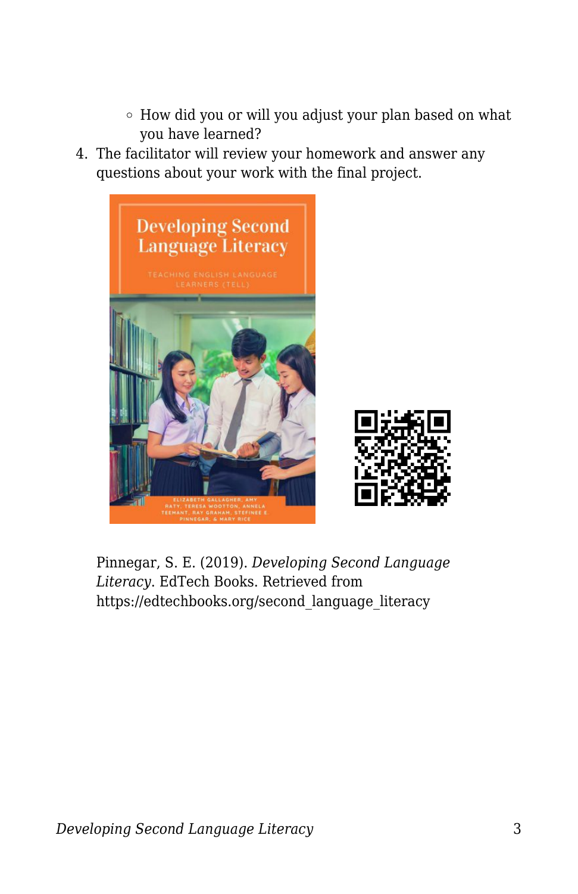- How did you or will you adjust your plan based on what you have learned?
4. The facilitator will review your homework and answer any questions about your work with the final project.

Pinnegar, S. E. (2019). *Developing Second Language Literacy*. EdTech Books. Retrieved from https://edtechbooks.org/second_language_literacy